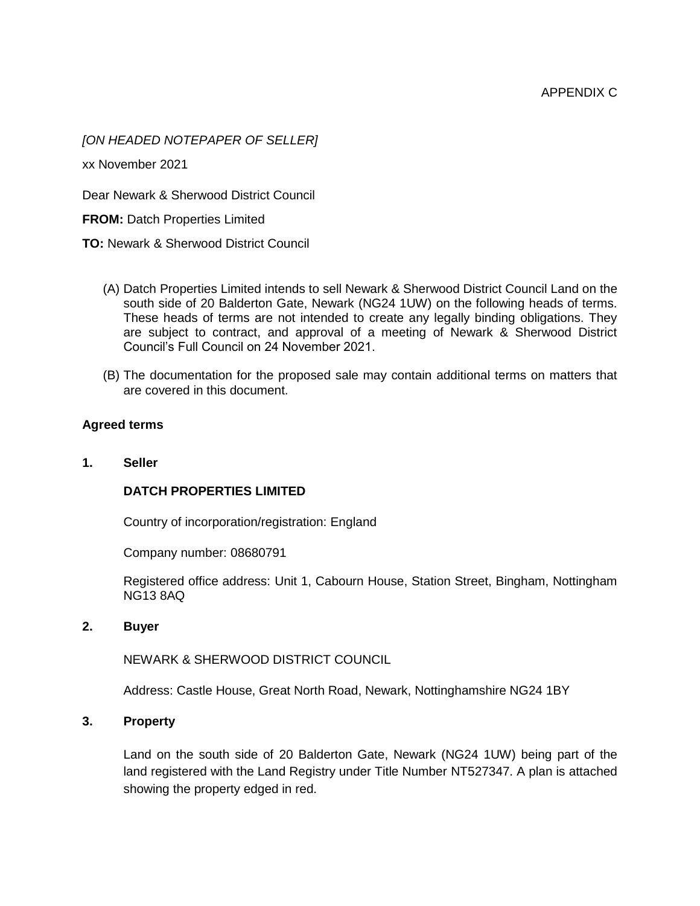APPENDIX C

*[ON HEADED NOTEPAPER OF SELLER]*

xx November 2021

Dear Newark & Sherwood District Council

**FROM:** Datch Properties Limited

**TO:** Newark & Sherwood District Council

(A) Datch Properties Limited intends to sell Newark & Sherwood District Council Land on the south side of 20 Balderton Gate, Newark (NG24 1UW) on the following heads of terms. These heads of terms are not intended to create any legally binding obligations. They are subject to contract, and approval of a meeting of Newark & Sherwood District Council's Full Council on 24 November 2021.

(B) The documentation for the proposed sale may contain additional terms on matters that are covered in this document.

**Agreed terms**

**1. Seller**

**DATCH PROPERTIES LIMITED**

Country of incorporation/registration: England

Company number: 08680791

Registered office address: Unit 1, Cabourn House, Station Street, Bingham, Nottingham NG13 8AQ

**2. Buyer**

NEWARK & SHERWOOD DISTRICT COUNCIL

Address: Castle House, Great North Road, Newark, Nottinghamshire NG24 1BY

**3. Property**

Land on the south side of 20 Balderton Gate, Newark (NG24 1UW) being part of the land registered with the Land Registry under Title Number NT527347. A plan is attached showing the property edged in red.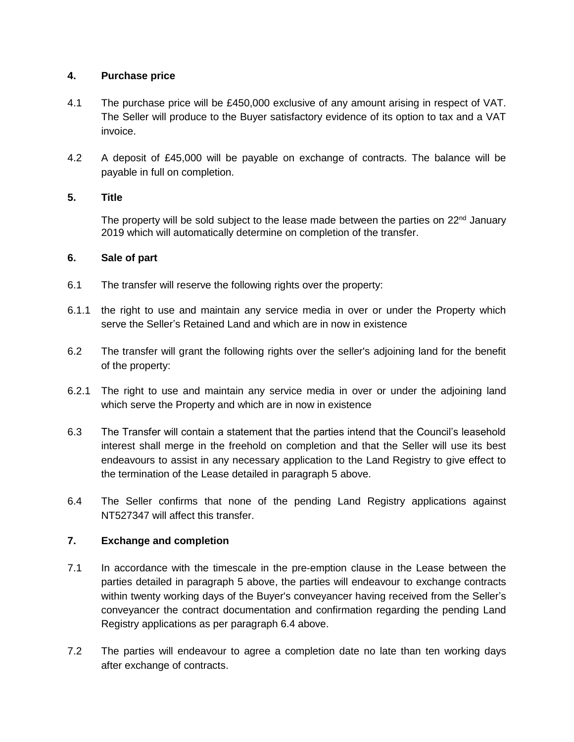## 4. Purchase price

4.1 The purchase price will be £450,000 exclusive of any amount arising in respect of VAT. The Seller will produce to the Buyer satisfactory evidence of its option to tax and a VAT invoice.

4.2 A deposit of £45,000 will be payable on exchange of contracts. The balance will be payable in full on completion.

## 5. Title

The property will be sold subject to the lease made between the parties on 22nd January 2019 which will automatically determine on completion of the transfer.

## 6. Sale of part

6.1 The transfer will reserve the following rights over the property:

6.1.1 the right to use and maintain any service media in over or under the Property which serve the Seller's Retained Land and which are in now in existence

6.2 The transfer will grant the following rights over the seller's adjoining land for the benefit of the property:

6.2.1 The right to use and maintain any service media in over or under the adjoining land which serve the Property and which are in now in existence

6.3 The Transfer will contain a statement that the parties intend that the Council's leasehold interest shall merge in the freehold on completion and that the Seller will use its best endeavours to assist in any necessary application to the Land Registry to give effect to the termination of the Lease detailed in paragraph 5 above.

6.4 The Seller confirms that none of the pending Land Registry applications against NT527347 will affect this transfer.

## 7. Exchange and completion

7.1 In accordance with the timescale in the pre-emption clause in the Lease between the parties detailed in paragraph 5 above, the parties will endeavour to exchange contracts within twenty working days of the Buyer's conveyancer having received from the Seller's conveyancer the contract documentation and confirmation regarding the pending Land Registry applications as per paragraph 6.4 above.

7.2 The parties will endeavour to agree a completion date no late than ten working days after exchange of contracts.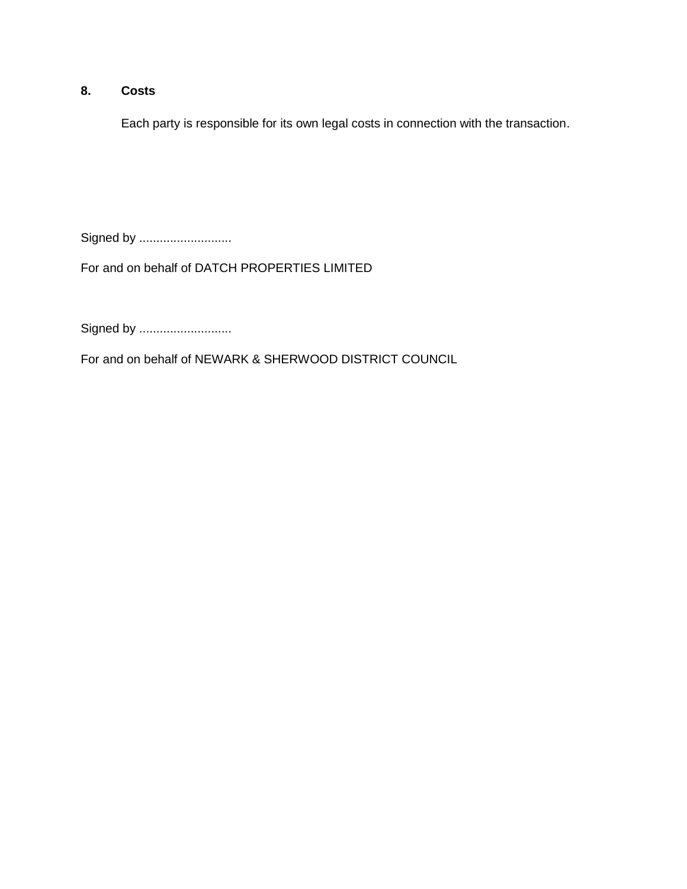**8. Costs**

Each party is responsible for its own legal costs in connection with the transaction.

Signed by ...........................

For and on behalf of DATCH PROPERTIES LIMITED

Signed by ...........................

For and on behalf of NEWARK & SHERWOOD DISTRICT COUNCIL